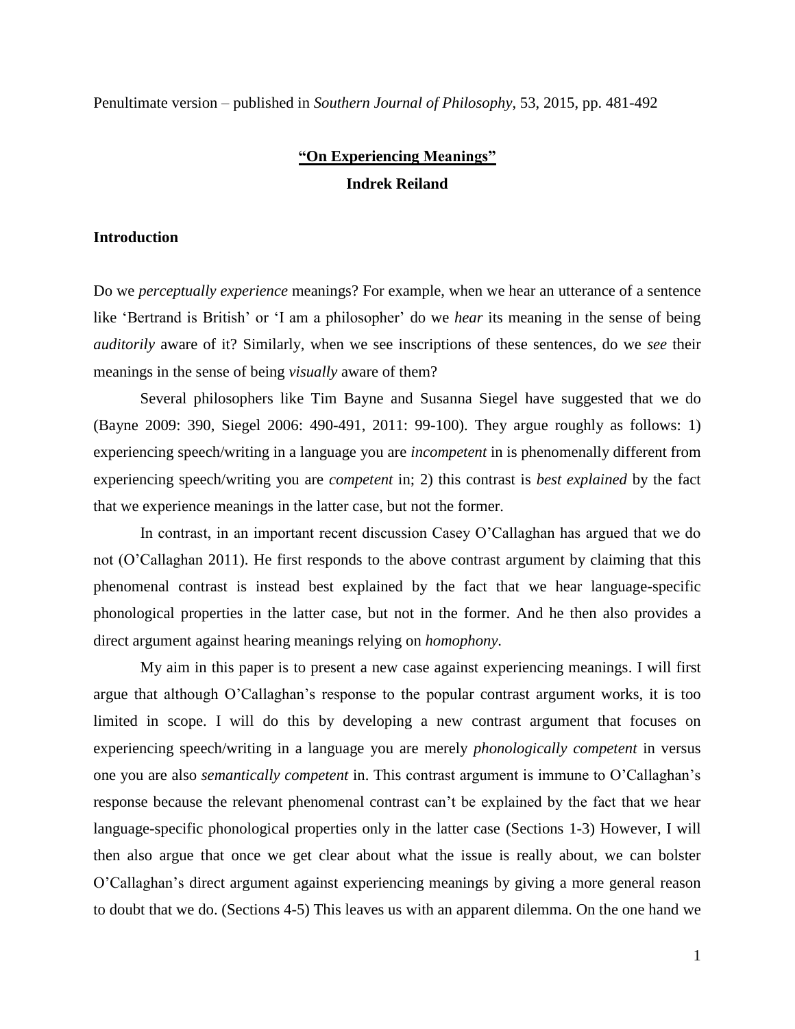Penultimate version – published in *Southern Journal of Philosophy*, 53, 2015, pp. 481-492

# "On Experiencing Meanings"

**Indrek Reiland**

## Introduction

Do we *perceptually experience* meanings? For example, when we hear an utterance of a sentence like 'Bertrand is British' or 'I am a philosopher' do we *hear* its meaning in the sense of being *auditorily* aware of it? Similarly, when we see inscriptions of these sentences, do we *see* their meanings in the sense of being *visually* aware of them?

Several philosophers like Tim Bayne and Susanna Siegel have suggested that we do (Bayne 2009: 390, Siegel 2006: 490-491, 2011: 99-100). They argue roughly as follows: 1) experiencing speech/writing in a language you are *incompetent* in is phenomenally different from experiencing speech/writing you are *competent* in; 2) this contrast is *best explained* by the fact that we experience meanings in the latter case, but not the former.

In contrast, in an important recent discussion Casey O'Callaghan has argued that we do not (O'Callaghan 2011). He first responds to the above contrast argument by claiming that this phenomenal contrast is instead best explained by the fact that we hear language-specific phonological properties in the latter case, but not in the former. And he then also provides a direct argument against hearing meanings relying on *homophony*.

My aim in this paper is to present a new case against experiencing meanings. I will first argue that although O'Callaghan's response to the popular contrast argument works, it is too limited in scope. I will do this by developing a new contrast argument that focuses on experiencing speech/writing in a language you are merely *phonologically competent* in versus one you are also *semantically competent* in. This contrast argument is immune to O'Callaghan's response because the relevant phenomenal contrast can't be explained by the fact that we hear language-specific phonological properties only in the latter case (Sections 1-3) However, I will then also argue that once we get clear about what the issue is really about, we can bolster O'Callaghan's direct argument against experiencing meanings by giving a more general reason to doubt that we do. (Sections 4-5) This leaves us with an apparent dilemma. On the one hand we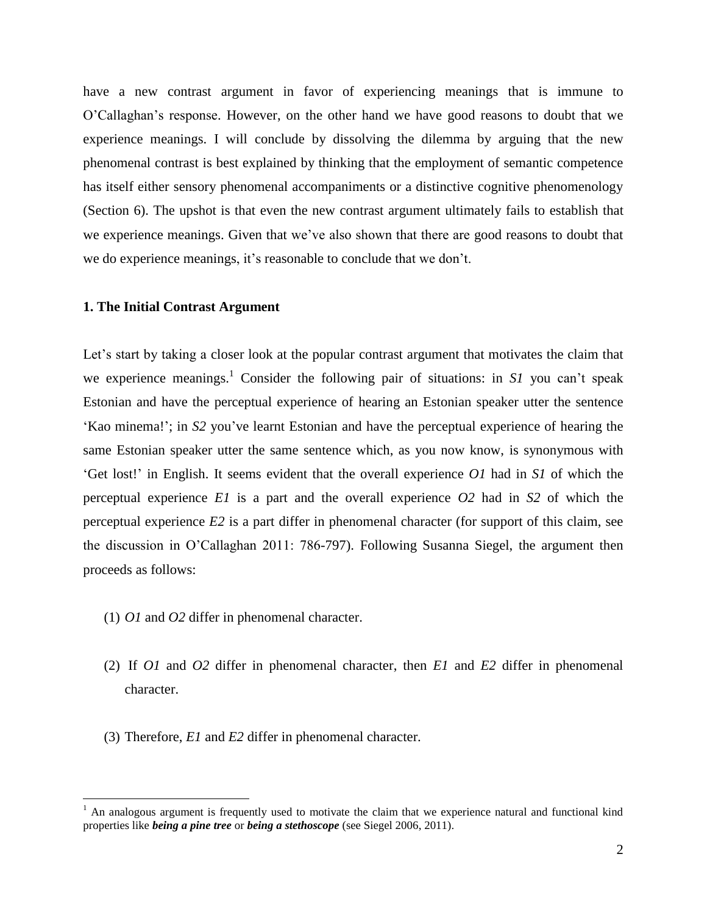have a new contrast argument in favor of experiencing meanings that is immune to O'Callaghan's response. However, on the other hand we have good reasons to doubt that we experience meanings. I will conclude by dissolving the dilemma by arguing that the new phenomenal contrast is best explained by thinking that the employment of semantic competence has itself either sensory phenomenal accompaniments or a distinctive cognitive phenomenology (Section 6). The upshot is that even the new contrast argument ultimately fails to establish that we experience meanings. Given that we've also shown that there are good reasons to doubt that we do experience meanings, it's reasonable to conclude that we don't.

## 1. The Initial Contrast Argument

Let's start by taking a closer look at the popular contrast argument that motivates the claim that we experience meanings.[1] Consider the following pair of situations: in *S1* you can't speak Estonian and have the perceptual experience of hearing an Estonian speaker utter the sentence 'Kao minema!'; in *S2* you've learnt Estonian and have the perceptual experience of hearing the same Estonian speaker utter the same sentence which, as you now know, is synonymous with 'Get lost!' in English. It seems evident that the overall experience *O1* had in *S1* of which the perceptual experience *E1* is a part and the overall experience *O2* had in *S2* of which the perceptual experience *E2* is a part differ in phenomenal character (for support of this claim, see the discussion in O'Callaghan 2011: 786-797). Following Susanna Siegel, the argument then proceeds as follows:

(1) *O1* and *O2* differ in phenomenal character.

(2) If *O1* and *O2* differ in phenomenal character, then *E1* and *E2* differ in phenomenal character.

(3) Therefore, *E1* and *E2* differ in phenomenal character.

[1] An analogous argument is frequently used to motivate the claim that we experience natural and functional kind properties like ***being a pine tree*** or ***being a stethoscope*** (see Siegel 2006, 2011).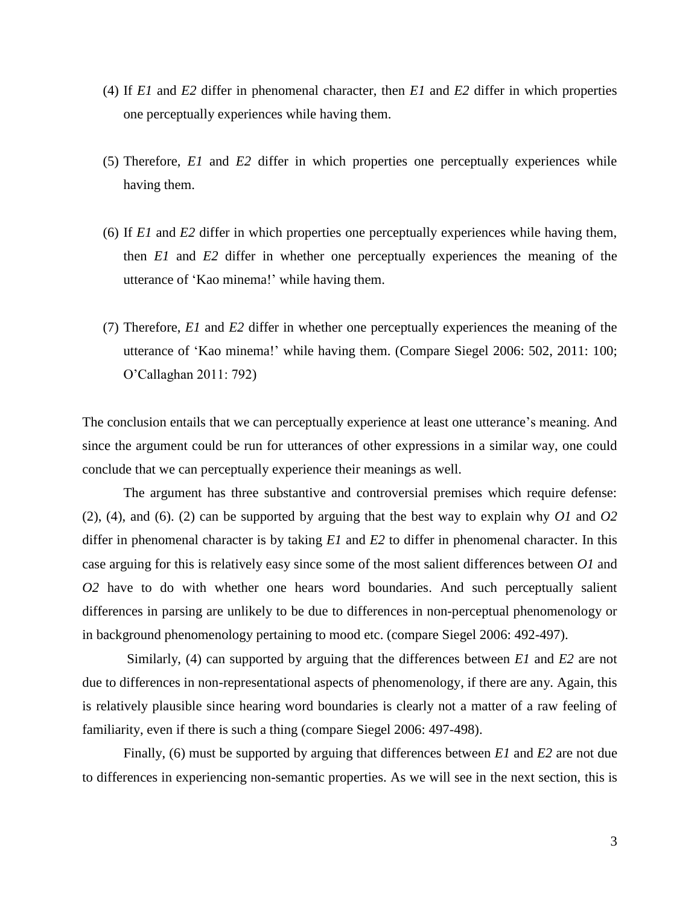(4) If *E1* and *E2* differ in phenomenal character, then *E1* and *E2* differ in which properties one perceptually experiences while having them.

(5) Therefore, *E1* and *E2* differ in which properties one perceptually experiences while having them.

(6) If *E1* and *E2* differ in which properties one perceptually experiences while having them, then *E1* and *E2* differ in whether one perceptually experiences the meaning of the utterance of 'Kao minema!' while having them.

(7) Therefore, *E1* and *E2* differ in whether one perceptually experiences the meaning of the utterance of 'Kao minema!' while having them. (Compare Siegel 2006: 502, 2011: 100; O'Callaghan 2011: 792)

The conclusion entails that we can perceptually experience at least one utterance's meaning. And since the argument could be run for utterances of other expressions in a similar way, one could conclude that we can perceptually experience their meanings as well.

The argument has three substantive and controversial premises which require defense: (2), (4), and (6). (2) can be supported by arguing that the best way to explain why *O1* and *O2* differ in phenomenal character is by taking *E1* and *E2* to differ in phenomenal character. In this case arguing for this is relatively easy since some of the most salient differences between *O1* and *O2* have to do with whether one hears word boundaries. And such perceptually salient differences in parsing are unlikely to be due to differences in non-perceptual phenomenology or in background phenomenology pertaining to mood etc. (compare Siegel 2006: 492-497).

Similarly, (4) can supported by arguing that the differences between *E1* and *E2* are not due to differences in non-representational aspects of phenomenology, if there are any. Again, this is relatively plausible since hearing word boundaries is clearly not a matter of a raw feeling of familiarity, even if there is such a thing (compare Siegel 2006: 497-498).

Finally, (6) must be supported by arguing that differences between *E1* and *E2* are not due to differences in experiencing non-semantic properties. As we will see in the next section, this is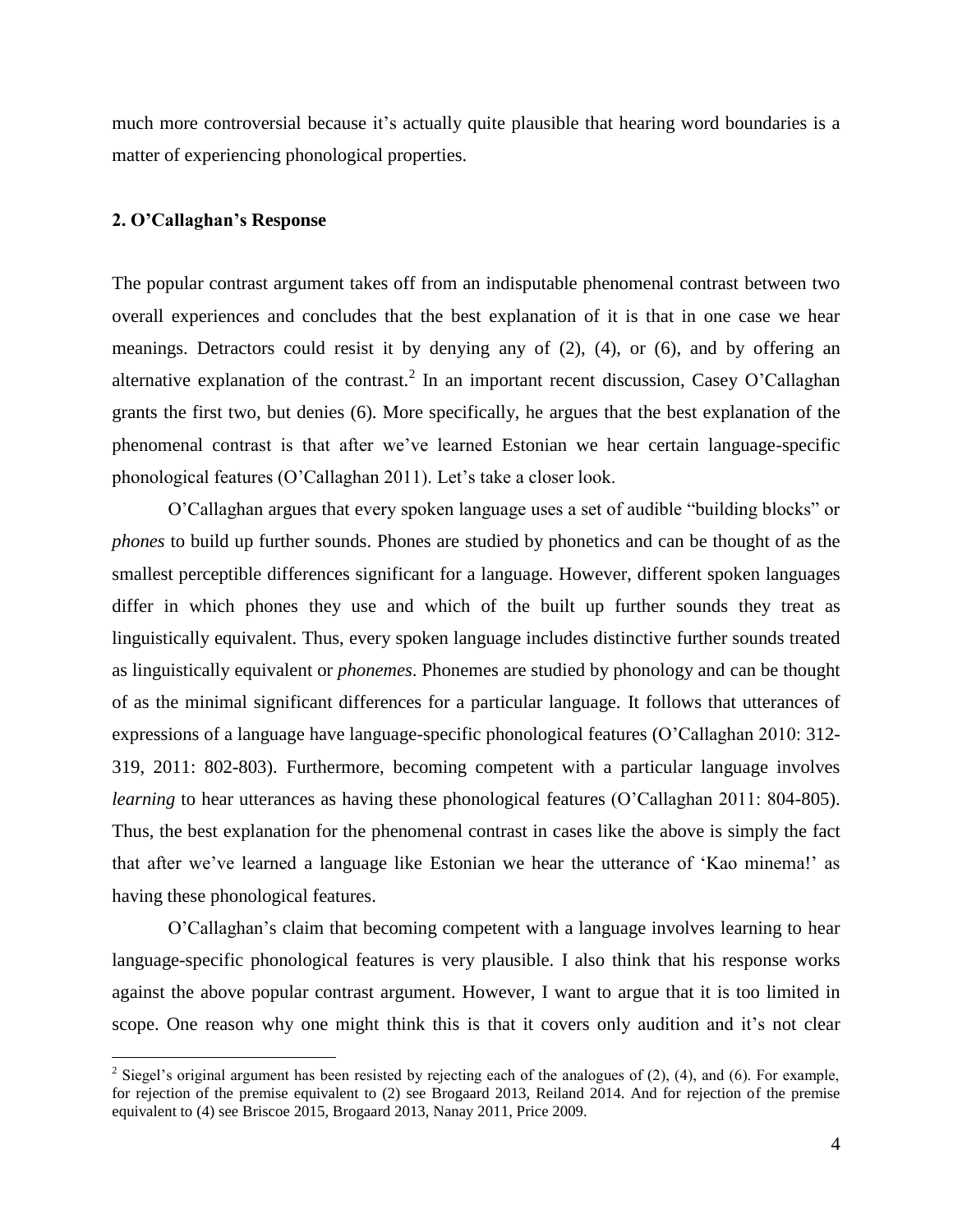much more controversial because it's actually quite plausible that hearing word boundaries is a matter of experiencing phonological properties.

## 2. O'Callaghan's Response

The popular contrast argument takes off from an indisputable phenomenal contrast between two overall experiences and concludes that the best explanation of it is that in one case we hear meanings. Detractors could resist it by denying any of (2), (4), or (6), and by offering an alternative explanation of the contrast.[2] In an important recent discussion, Casey O'Callaghan grants the first two, but denies (6). More specifically, he argues that the best explanation of the phenomenal contrast is that after we've learned Estonian we hear certain language-specific phonological features (O'Callaghan 2011). Let's take a closer look.

O'Callaghan argues that every spoken language uses a set of audible "building blocks" or *phones* to build up further sounds. Phones are studied by phonetics and can be thought of as the smallest perceptible differences significant for a language. However, different spoken languages differ in which phones they use and which of the built up further sounds they treat as linguistically equivalent. Thus, every spoken language includes distinctive further sounds treated as linguistically equivalent or *phonemes*. Phonemes are studied by phonology and can be thought of as the minimal significant differences for a particular language. It follows that utterances of expressions of a language have language-specific phonological features (O'Callaghan 2010: 312-319, 2011: 802-803). Furthermore, becoming competent with a particular language involves *learning* to hear utterances as having these phonological features (O'Callaghan 2011: 804-805). Thus, the best explanation for the phenomenal contrast in cases like the above is simply the fact that after we've learned a language like Estonian we hear the utterance of 'Kao minema!' as having these phonological features.

O'Callaghan's claim that becoming competent with a language involves learning to hear language-specific phonological features is very plausible. I also think that his response works against the above popular contrast argument. However, I want to argue that it is too limited in scope. One reason why one might think this is that it covers only audition and it's not clear

[2] Siegel's original argument has been resisted by rejecting each of the analogues of (2), (4), and (6). For example, for rejection of the premise equivalent to (2) see Brogaard 2013, Reiland 2014. And for rejection of the premise equivalent to (4) see Briscoe 2015, Brogaard 2013, Nanay 2011, Price 2009.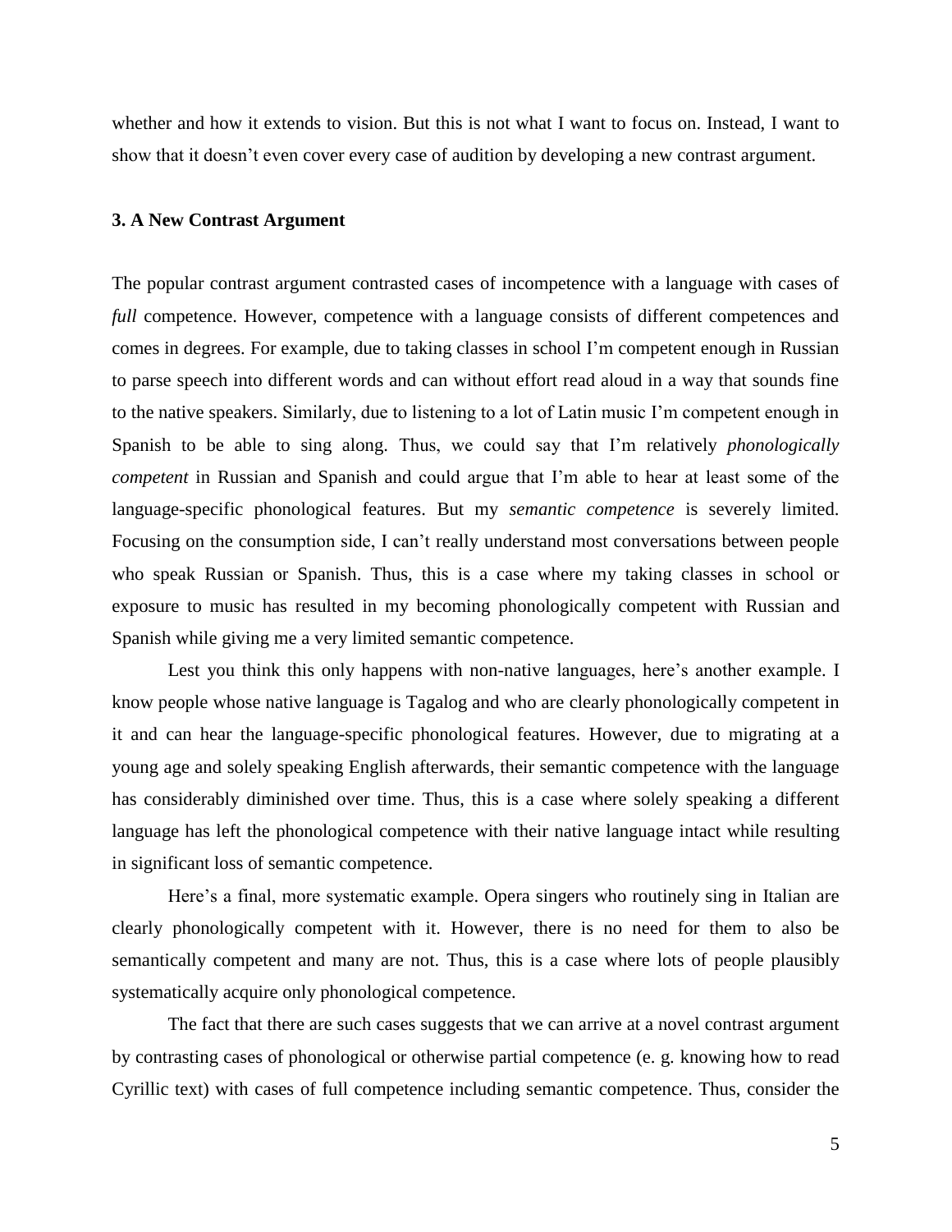whether and how it extends to vision. But this is not what I want to focus on. Instead, I want to show that it doesn't even cover every case of audition by developing a new contrast argument.

### 3. A New Contrast Argument

The popular contrast argument contrasted cases of incompetence with a language with cases of *full* competence. However, competence with a language consists of different competences and comes in degrees. For example, due to taking classes in school I'm competent enough in Russian to parse speech into different words and can without effort read aloud in a way that sounds fine to the native speakers. Similarly, due to listening to a lot of Latin music I'm competent enough in Spanish to be able to sing along. Thus, we could say that I'm relatively *phonologically competent* in Russian and Spanish and could argue that I'm able to hear at least some of the language-specific phonological features. But my *semantic competence* is severely limited. Focusing on the consumption side, I can't really understand most conversations between people who speak Russian or Spanish. Thus, this is a case where my taking classes in school or exposure to music has resulted in my becoming phonologically competent with Russian and Spanish while giving me a very limited semantic competence.

Lest you think this only happens with non-native languages, here's another example. I know people whose native language is Tagalog and who are clearly phonologically competent in it and can hear the language-specific phonological features. However, due to migrating at a young age and solely speaking English afterwards, their semantic competence with the language has considerably diminished over time. Thus, this is a case where solely speaking a different language has left the phonological competence with their native language intact while resulting in significant loss of semantic competence.

Here's a final, more systematic example. Opera singers who routinely sing in Italian are clearly phonologically competent with it. However, there is no need for them to also be semantically competent and many are not. Thus, this is a case where lots of people plausibly systematically acquire only phonological competence.

The fact that there are such cases suggests that we can arrive at a novel contrast argument by contrasting cases of phonological or otherwise partial competence (e. g. knowing how to read Cyrillic text) with cases of full competence including semantic competence. Thus, consider the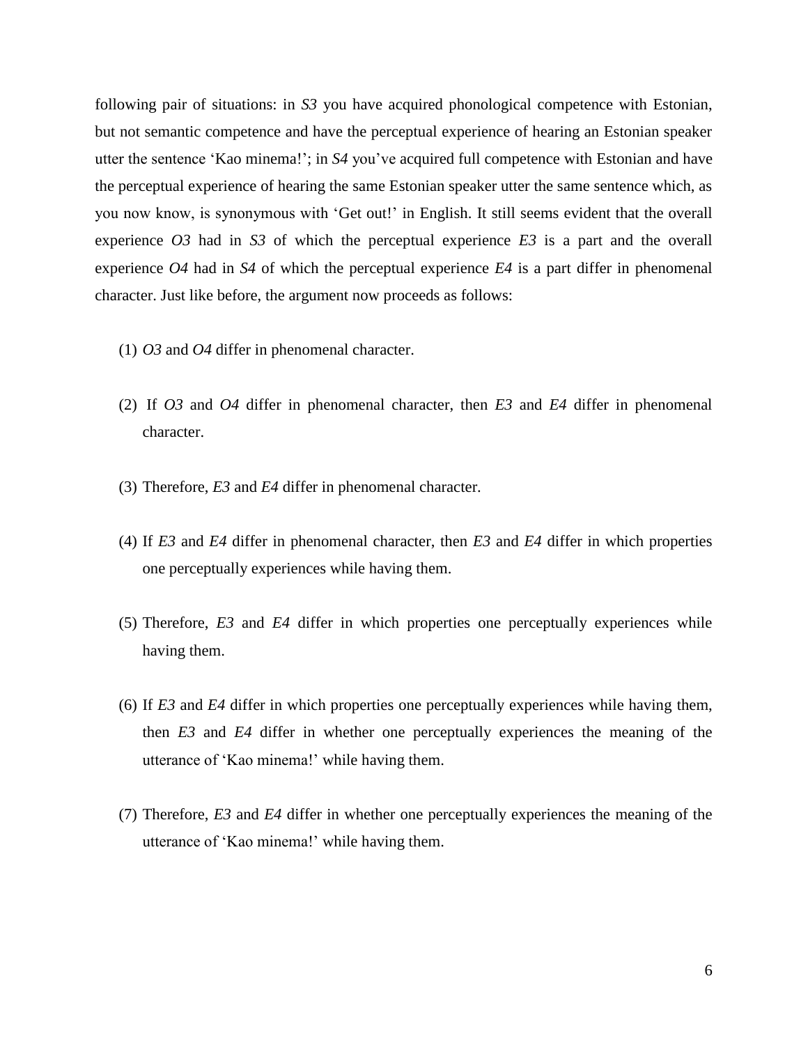following pair of situations: in *S3* you have acquired phonological competence with Estonian, but not semantic competence and have the perceptual experience of hearing an Estonian speaker utter the sentence 'Kao minema!'; in *S4* you've acquired full competence with Estonian and have the perceptual experience of hearing the same Estonian speaker utter the same sentence which, as you now know, is synonymous with 'Get out!' in English. It still seems evident that the overall experience *O3* had in *S3* of which the perceptual experience *E3* is a part and the overall experience *O4* had in *S4* of which the perceptual experience *E4* is a part differ in phenomenal character. Just like before, the argument now proceeds as follows:

(1) *O3* and *O4* differ in phenomenal character.

(2) If *O3* and *O4* differ in phenomenal character, then *E3* and *E4* differ in phenomenal character.

(3) Therefore, *E3* and *E4* differ in phenomenal character.

(4) If *E3* and *E4* differ in phenomenal character, then *E3* and *E4* differ in which properties one perceptually experiences while having them.

(5) Therefore, *E3* and *E4* differ in which properties one perceptually experiences while having them.

(6) If *E3* and *E4* differ in which properties one perceptually experiences while having them, then *E3* and *E4* differ in whether one perceptually experiences the meaning of the utterance of 'Kao minema!' while having them.

(7) Therefore, *E3* and *E4* differ in whether one perceptually experiences the meaning of the utterance of 'Kao minema!' while having them.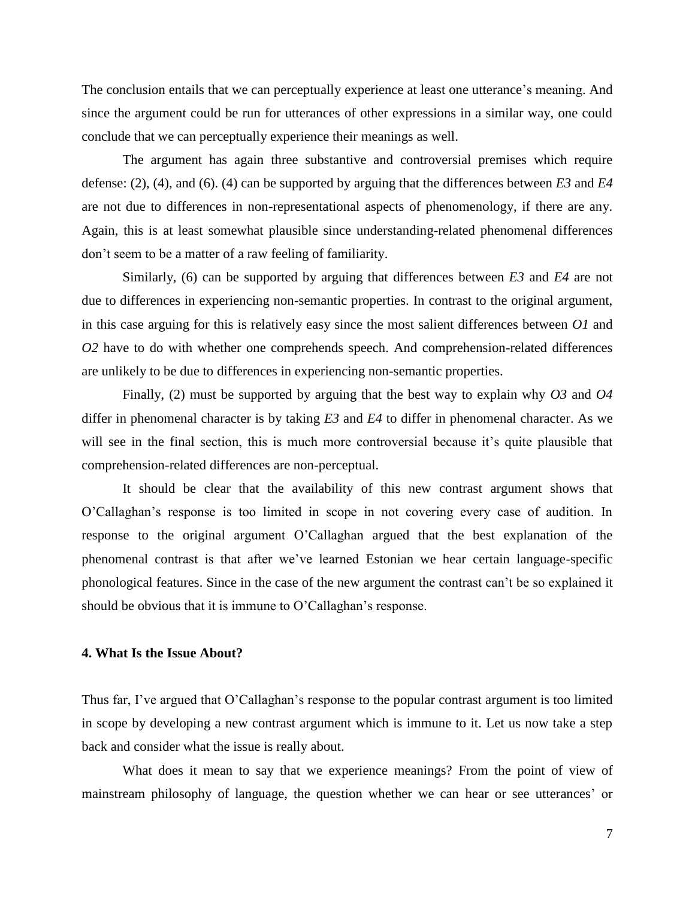The conclusion entails that we can perceptually experience at least one utterance's meaning. And since the argument could be run for utterances of other expressions in a similar way, one could conclude that we can perceptually experience their meanings as well.

The argument has again three substantive and controversial premises which require defense: (2), (4), and (6). (4) can be supported by arguing that the differences between *E3* and *E4* are not due to differences in non-representational aspects of phenomenology, if there are any. Again, this is at least somewhat plausible since understanding-related phenomenal differences don't seem to be a matter of a raw feeling of familiarity.

Similarly, (6) can be supported by arguing that differences between *E3* and *E4* are not due to differences in experiencing non-semantic properties. In contrast to the original argument, in this case arguing for this is relatively easy since the most salient differences between *O1* and *O2* have to do with whether one comprehends speech. And comprehension-related differences are unlikely to be due to differences in experiencing non-semantic properties.

Finally, (2) must be supported by arguing that the best way to explain why *O3* and *O4* differ in phenomenal character is by taking *E3* and *E4* to differ in phenomenal character. As we will see in the final section, this is much more controversial because it's quite plausible that comprehension-related differences are non-perceptual.

It should be clear that the availability of this new contrast argument shows that O'Callaghan's response is too limited in scope in not covering every case of audition. In response to the original argument O'Callaghan argued that the best explanation of the phenomenal contrast is that after we've learned Estonian we hear certain language-specific phonological features. Since in the case of the new argument the contrast can't be so explained it should be obvious that it is immune to O'Callaghan's response.

## 4. What Is the Issue About?

Thus far, I've argued that O'Callaghan's response to the popular contrast argument is too limited in scope by developing a new contrast argument which is immune to it. Let us now take a step back and consider what the issue is really about.

What does it mean to say that we experience meanings? From the point of view of mainstream philosophy of language, the question whether we can hear or see utterances' or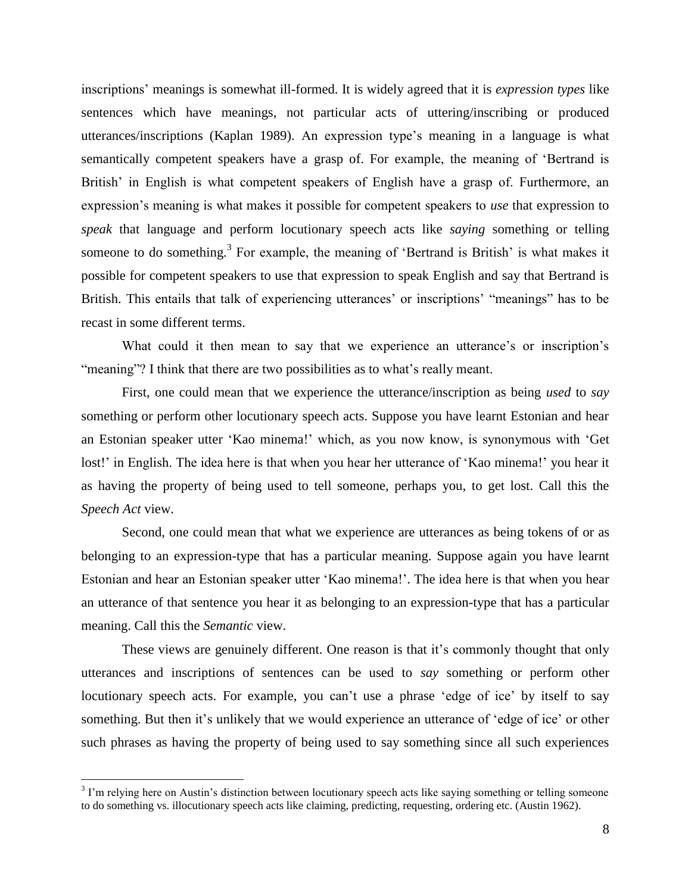inscriptions' meanings is somewhat ill-formed. It is widely agreed that it is *expression types* like sentences which have meanings, not particular acts of uttering/inscribing or produced utterances/inscriptions (Kaplan 1989). An expression type's meaning in a language is what semantically competent speakers have a grasp of. For example, the meaning of 'Bertrand is British' in English is what competent speakers of English have a grasp of. Furthermore, an expression's meaning is what makes it possible for competent speakers to *use* that expression to *speak* that language and perform locutionary speech acts like *saying* something or telling someone to do something.[3] For example, the meaning of 'Bertrand is British' is what makes it possible for competent speakers to use that expression to speak English and say that Bertrand is British. This entails that talk of experiencing utterances' or inscriptions' "meanings" has to be recast in some different terms.

What could it then mean to say that we experience an utterance's or inscription's "meaning"? I think that there are two possibilities as to what's really meant.

First, one could mean that we experience the utterance/inscription as being *used* to *say* something or perform other locutionary speech acts. Suppose you have learnt Estonian and hear an Estonian speaker utter 'Kao minema!' which, as you now know, is synonymous with 'Get lost!' in English. The idea here is that when you hear her utterance of 'Kao minema!' you hear it as having the property of being used to tell someone, perhaps you, to get lost. Call this the *Speech Act* view.

Second, one could mean that what we experience are utterances as being tokens of or as belonging to an expression-type that has a particular meaning. Suppose again you have learnt Estonian and hear an Estonian speaker utter 'Kao minema!'. The idea here is that when you hear an utterance of that sentence you hear it as belonging to an expression-type that has a particular meaning. Call this the *Semantic* view.

These views are genuinely different. One reason is that it's commonly thought that only utterances and inscriptions of sentences can be used to *say* something or perform other locutionary speech acts. For example, you can't use a phrase 'edge of ice' by itself to say something. But then it's unlikely that we would experience an utterance of 'edge of ice' or other such phrases as having the property of being used to say something since all such experiences

[3] I'm relying here on Austin's distinction between locutionary speech acts like saying something or telling someone to do something vs. illocutionary speech acts like claiming, predicting, requesting, ordering etc. (Austin 1962).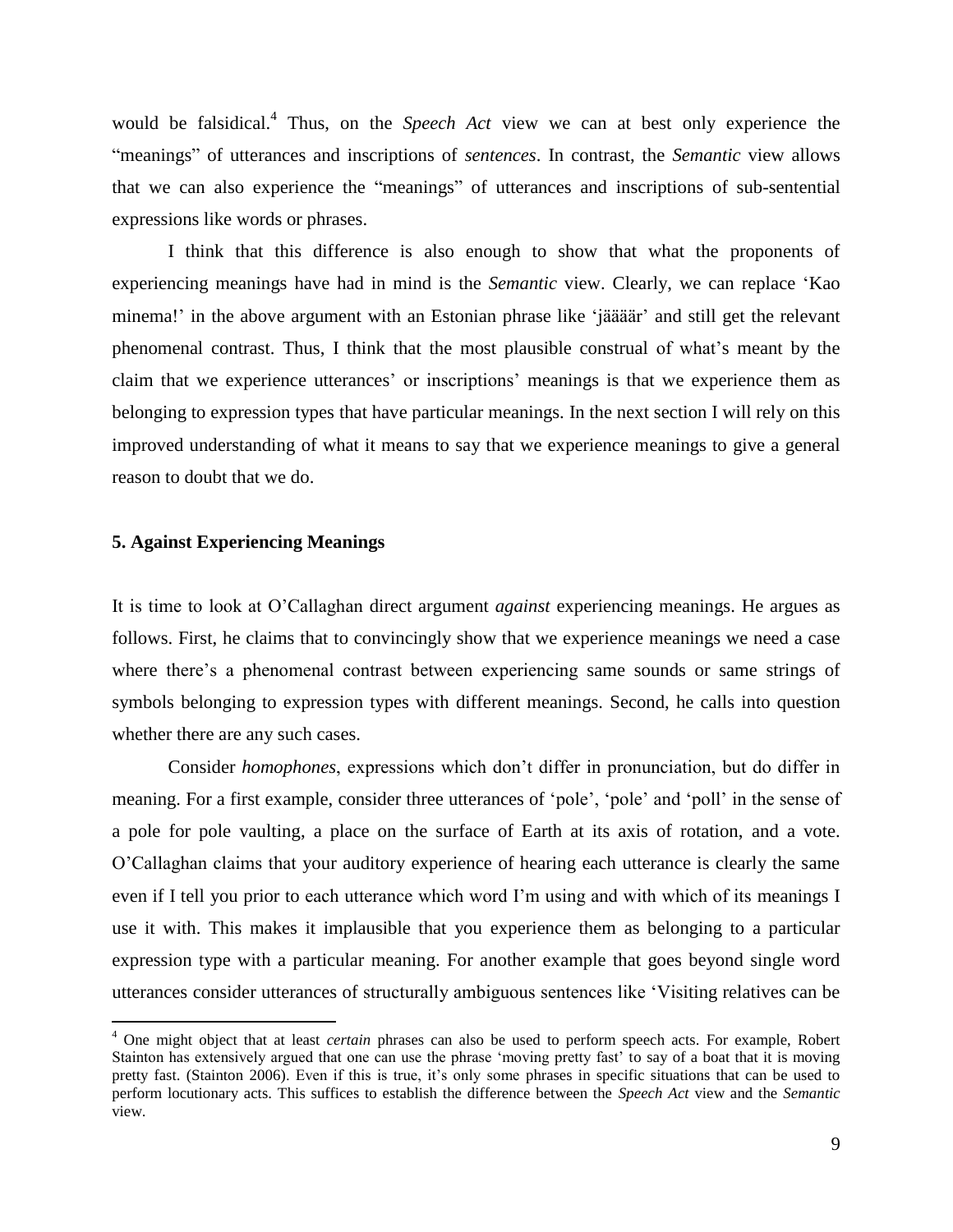would be falsidical.[4] Thus, on the *Speech Act* view we can at best only experience the "meanings" of utterances and inscriptions of *sentences*. In contrast, the *Semantic* view allows that we can also experience the "meanings" of utterances and inscriptions of sub-sentential expressions like words or phrases.

I think that this difference is also enough to show that what the proponents of experiencing meanings have had in mind is the *Semantic* view. Clearly, we can replace 'Kao minema!' in the above argument with an Estonian phrase like 'jäääär' and still get the relevant phenomenal contrast. Thus, I think that the most plausible construal of what's meant by the claim that we experience utterances' or inscriptions' meanings is that we experience them as belonging to expression types that have particular meanings. In the next section I will rely on this improved understanding of what it means to say that we experience meanings to give a general reason to doubt that we do.

## 5. Against Experiencing Meanings

It is time to look at O'Callaghan direct argument *against* experiencing meanings. He argues as follows. First, he claims that to convincingly show that we experience meanings we need a case where there's a phenomenal contrast between experiencing same sounds or same strings of symbols belonging to expression types with different meanings. Second, he calls into question whether there are any such cases.

Consider *homophones*, expressions which don't differ in pronunciation, but do differ in meaning. For a first example, consider three utterances of 'pole', 'pole' and 'poll' in the sense of a pole for pole vaulting, a place on the surface of Earth at its axis of rotation, and a vote. O'Callaghan claims that your auditory experience of hearing each utterance is clearly the same even if I tell you prior to each utterance which word I'm using and with which of its meanings I use it with. This makes it implausible that you experience them as belonging to a particular expression type with a particular meaning. For another example that goes beyond single word utterances consider utterances of structurally ambiguous sentences like 'Visiting relatives can be

---

[4] One might object that at least *certain* phrases can also be used to perform speech acts. For example, Robert Stainton has extensively argued that one can use the phrase 'moving pretty fast' to say of a boat that it is moving pretty fast. (Stainton 2006). Even if this is true, it's only some phrases in specific situations that can be used to perform locutionary acts. This suffices to establish the difference between the *Speech Act* view and the *Semantic* view.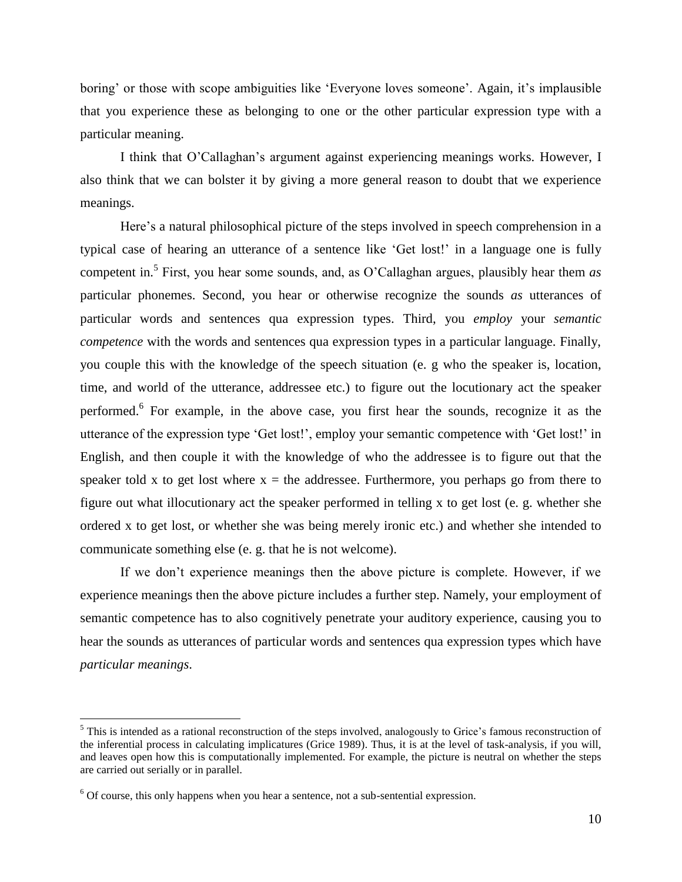boring' or those with scope ambiguities like 'Everyone loves someone'. Again, it's implausible that you experience these as belonging to one or the other particular expression type with a particular meaning.

I think that O'Callaghan's argument against experiencing meanings works. However, I also think that we can bolster it by giving a more general reason to doubt that we experience meanings.

Here's a natural philosophical picture of the steps involved in speech comprehension in a typical case of hearing an utterance of a sentence like 'Get lost!' in a language one is fully competent in.[5] First, you hear some sounds, and, as O'Callaghan argues, plausibly hear them *as* particular phonemes. Second, you hear or otherwise recognize the sounds *as* utterances of particular words and sentences qua expression types. Third, you *employ* your *semantic competence* with the words and sentences qua expression types in a particular language. Finally, you couple this with the knowledge of the speech situation (e. g who the speaker is, location, time, and world of the utterance, addressee etc.) to figure out the locutionary act the speaker performed.[6] For example, in the above case, you first hear the sounds, recognize it as the utterance of the expression type 'Get lost!', employ your semantic competence with 'Get lost!' in English, and then couple it with the knowledge of who the addressee is to figure out that the speaker told x to get lost where x = the addressee. Furthermore, you perhaps go from there to figure out what illocutionary act the speaker performed in telling x to get lost (e. g. whether she ordered x to get lost, or whether she was being merely ironic etc.) and whether she intended to communicate something else (e. g. that he is not welcome).

If we don't experience meanings then the above picture is complete. However, if we experience meanings then the above picture includes a further step. Namely, your employment of semantic competence has to also cognitively penetrate your auditory experience, causing you to hear the sounds as utterances of particular words and sentences qua expression types which have *particular meanings*.

---

[5] This is intended as a rational reconstruction of the steps involved, analogously to Grice's famous reconstruction of the inferential process in calculating implicatures (Grice 1989). Thus, it is at the level of task-analysis, if you will, and leaves open how this is computationally implemented. For example, the picture is neutral on whether the steps are carried out serially or in parallel.

[6] Of course, this only happens when you hear a sentence, not a sub-sentential expression.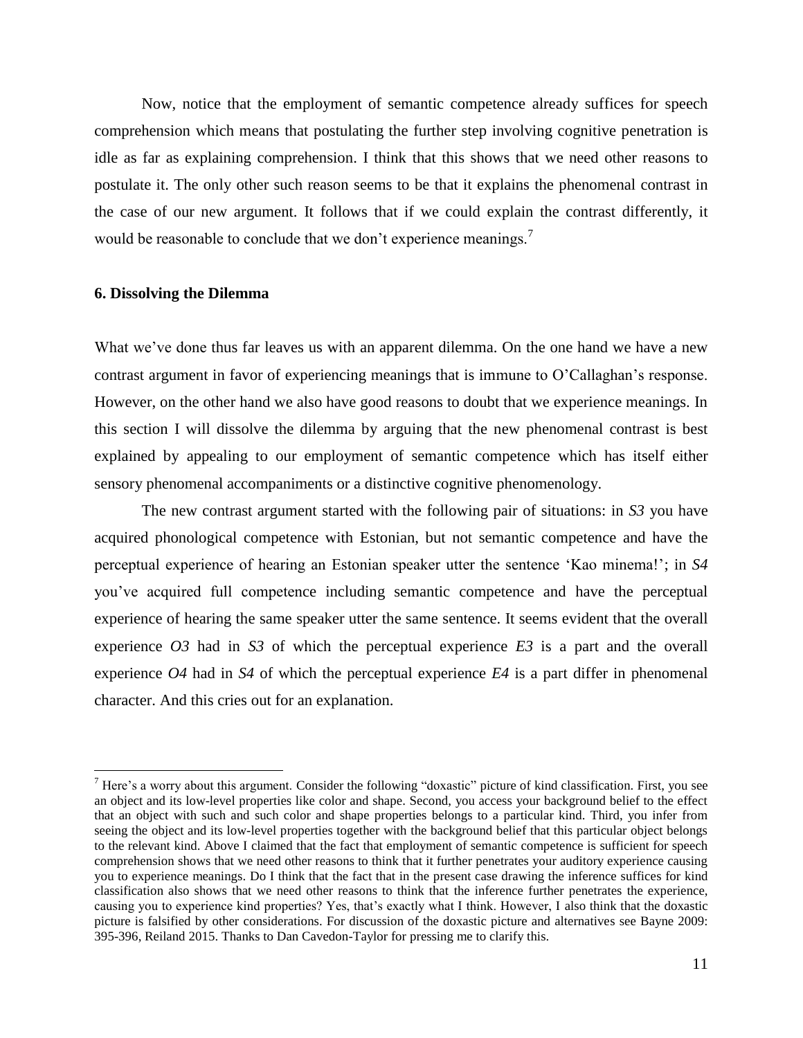Now, notice that the employment of semantic competence already suffices for speech comprehension which means that postulating the further step involving cognitive penetration is idle as far as explaining comprehension. I think that this shows that we need other reasons to postulate it. The only other such reason seems to be that it explains the phenomenal contrast in the case of our new argument. It follows that if we could explain the contrast differently, it would be reasonable to conclude that we don't experience meanings.[7]

## 6. Dissolving the Dilemma

What we've done thus far leaves us with an apparent dilemma. On the one hand we have a new contrast argument in favor of experiencing meanings that is immune to O'Callaghan's response. However, on the other hand we also have good reasons to doubt that we experience meanings. In this section I will dissolve the dilemma by arguing that the new phenomenal contrast is best explained by appealing to our employment of semantic competence which has itself either sensory phenomenal accompaniments or a distinctive cognitive phenomenology.

The new contrast argument started with the following pair of situations: in *S3* you have acquired phonological competence with Estonian, but not semantic competence and have the perceptual experience of hearing an Estonian speaker utter the sentence 'Kao minema!'; in *S4* you've acquired full competence including semantic competence and have the perceptual experience of hearing the same speaker utter the same sentence. It seems evident that the overall experience *O3* had in *S3* of which the perceptual experience *E3* is a part and the overall experience *O4* had in *S4* of which the perceptual experience *E4* is a part differ in phenomenal character. And this cries out for an explanation.

---

[7] Here's a worry about this argument. Consider the following "doxastic" picture of kind classification. First, you see an object and its low-level properties like color and shape. Second, you access your background belief to the effect that an object with such and such color and shape properties belongs to a particular kind. Third, you infer from seeing the object and its low-level properties together with the background belief that this particular object belongs to the relevant kind. Above I claimed that the fact that employment of semantic competence is sufficient for speech comprehension shows that we need other reasons to think that it further penetrates your auditory experience causing you to experience meanings. Do I think that the fact that in the present case drawing the inference suffices for kind classification also shows that we need other reasons to think that the inference further penetrates the experience, causing you to experience kind properties? Yes, that's exactly what I think. However, I also think that the doxastic picture is falsified by other considerations. For discussion of the doxastic picture and alternatives see Bayne 2009: 395-396, Reiland 2015. Thanks to Dan Cavedon-Taylor for pressing me to clarify this.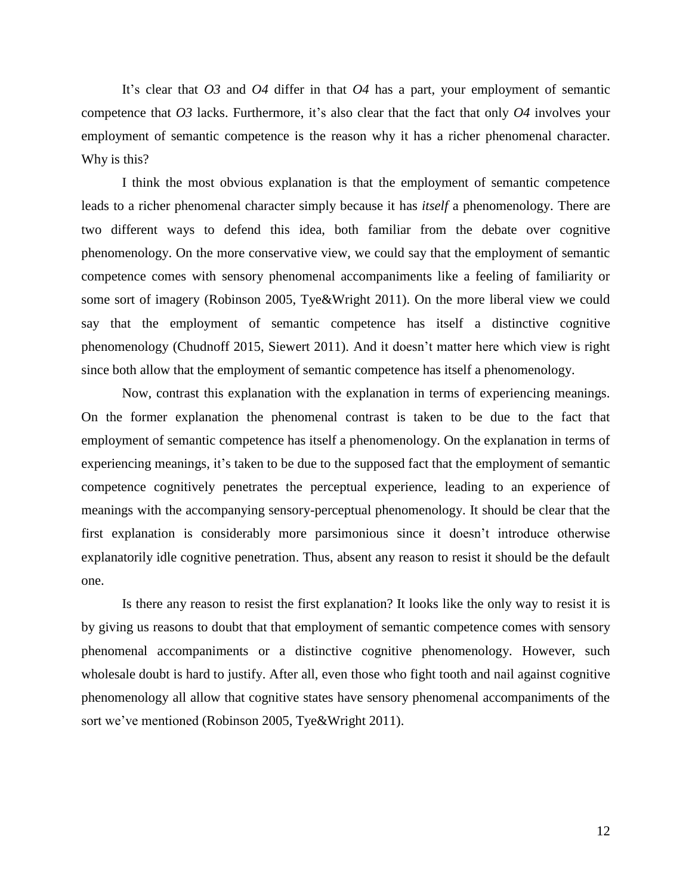It's clear that *O3* and *O4* differ in that *O4* has a part, your employment of semantic competence that *O3* lacks. Furthermore, it's also clear that the fact that only *O4* involves your employment of semantic competence is the reason why it has a richer phenomenal character. Why is this?

I think the most obvious explanation is that the employment of semantic competence leads to a richer phenomenal character simply because it has *itself* a phenomenology. There are two different ways to defend this idea, both familiar from the debate over cognitive phenomenology. On the more conservative view, we could say that the employment of semantic competence comes with sensory phenomenal accompaniments like a feeling of familiarity or some sort of imagery (Robinson 2005, Tye&Wright 2011). On the more liberal view we could say that the employment of semantic competence has itself a distinctive cognitive phenomenology (Chudnoff 2015, Siewert 2011). And it doesn't matter here which view is right since both allow that the employment of semantic competence has itself a phenomenology.

Now, contrast this explanation with the explanation in terms of experiencing meanings. On the former explanation the phenomenal contrast is taken to be due to the fact that employment of semantic competence has itself a phenomenology. On the explanation in terms of experiencing meanings, it's taken to be due to the supposed fact that the employment of semantic competence cognitively penetrates the perceptual experience, leading to an experience of meanings with the accompanying sensory-perceptual phenomenology. It should be clear that the first explanation is considerably more parsimonious since it doesn't introduce otherwise explanatorily idle cognitive penetration. Thus, absent any reason to resist it should be the default one.

Is there any reason to resist the first explanation? It looks like the only way to resist it is by giving us reasons to doubt that that employment of semantic competence comes with sensory phenomenal accompaniments or a distinctive cognitive phenomenology. However, such wholesale doubt is hard to justify. After all, even those who fight tooth and nail against cognitive phenomenology all allow that cognitive states have sensory phenomenal accompaniments of the sort we've mentioned (Robinson 2005, Tye&Wright 2011).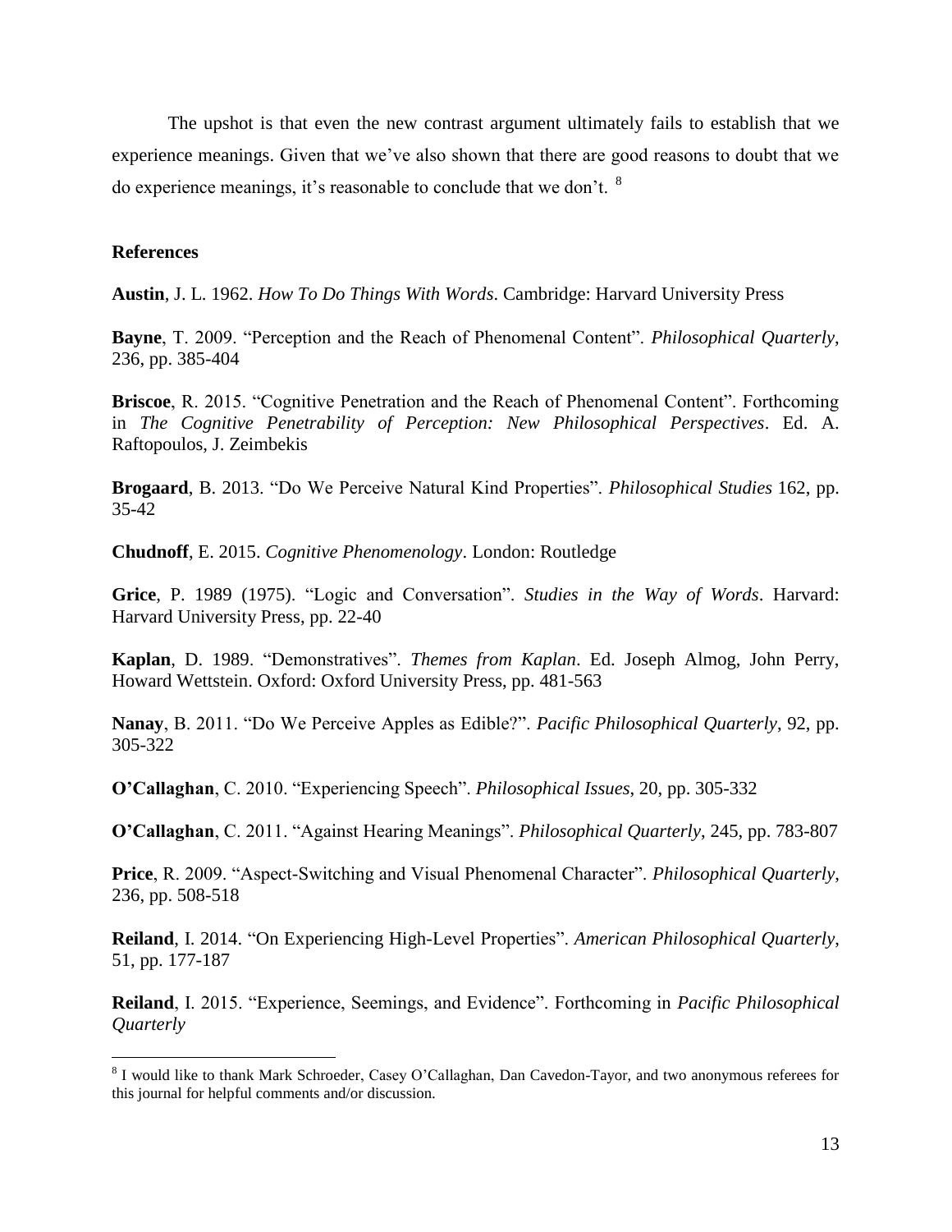The upshot is that even the new contrast argument ultimately fails to establish that we experience meanings. Given that we've also shown that there are good reasons to doubt that we do experience meanings, it's reasonable to conclude that we don't. [8]

## References

**Austin**, J. L. 1962. *How To Do Things With Words*. Cambridge: Harvard University Press

**Bayne**, T. 2009. "Perception and the Reach of Phenomenal Content". *Philosophical Quarterly*, 236, pp. 385-404

**Briscoe**, R. 2015. "Cognitive Penetration and the Reach of Phenomenal Content". Forthcoming in *The Cognitive Penetrability of Perception: New Philosophical Perspectives*. Ed. A. Raftopoulos, J. Zeimbekis

**Brogaard**, B. 2013. "Do We Perceive Natural Kind Properties". *Philosophical Studies* 162, pp. 35-42

**Chudnoff**, E. 2015. *Cognitive Phenomenology*. London: Routledge

**Grice**, P. 1989 (1975). "Logic and Conversation". *Studies in the Way of Words*. Harvard: Harvard University Press, pp. 22-40

**Kaplan**, D. 1989. "Demonstratives". *Themes from Kaplan*. Ed. Joseph Almog, John Perry, Howard Wettstein. Oxford: Oxford University Press, pp. 481-563

**Nanay**, B. 2011. "Do We Perceive Apples as Edible?". *Pacific Philosophical Quarterly*, 92, pp. 305-322

**O'Callaghan**, C. 2010. "Experiencing Speech". *Philosophical Issues*, 20, pp. 305-332

**O'Callaghan**, C. 2011. "Against Hearing Meanings". *Philosophical Quarterly*, 245, pp. 783-807

**Price**, R. 2009. "Aspect-Switching and Visual Phenomenal Character". *Philosophical Quarterly*, 236, pp. 508-518

**Reiland**, I. 2014. "On Experiencing High-Level Properties". *American Philosophical Quarterly*, 51, pp. 177-187

**Reiland**, I. 2015. "Experience, Seemings, and Evidence". Forthcoming in *Pacific Philosophical Quarterly*

---

[8] I would like to thank Mark Schroeder, Casey O'Callaghan, Dan Cavedon-Tayor, and two anonymous referees for this journal for helpful comments and/or discussion.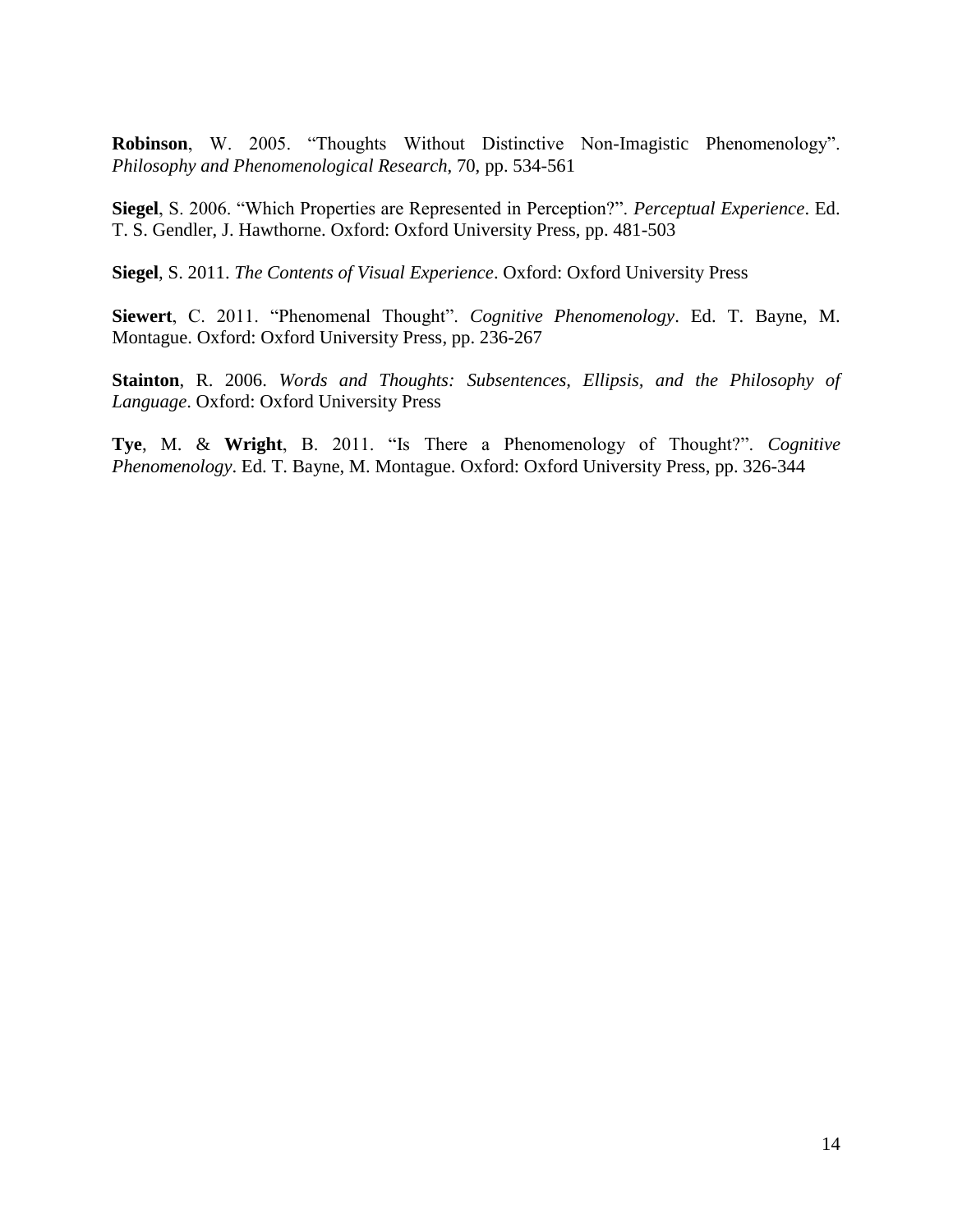**Robinson**, W. 2005. “Thoughts Without Distinctive Non-Imagistic Phenomenology”. *Philosophy and Phenomenological Research*, 70, pp. 534-561

**Siegel**, S. 2006. “Which Properties are Represented in Perception?”. *Perceptual Experience*. Ed. T. S. Gendler, J. Hawthorne. Oxford: Oxford University Press, pp. 481-503

**Siegel**, S. 2011. *The Contents of Visual Experience*. Oxford: Oxford University Press

**Siewert**, C. 2011. “Phenomenal Thought”. *Cognitive Phenomenology*. Ed. T. Bayne, M. Montague. Oxford: Oxford University Press, pp. 236-267

**Stainton**, R. 2006. *Words and Thoughts: Subsentences, Ellipsis, and the Philosophy of Language*. Oxford: Oxford University Press

**Tye**, M. & **Wright**, B. 2011. “Is There a Phenomenology of Thought?”. *Cognitive Phenomenology*. Ed. T. Bayne, M. Montague. Oxford: Oxford University Press, pp. 326-344